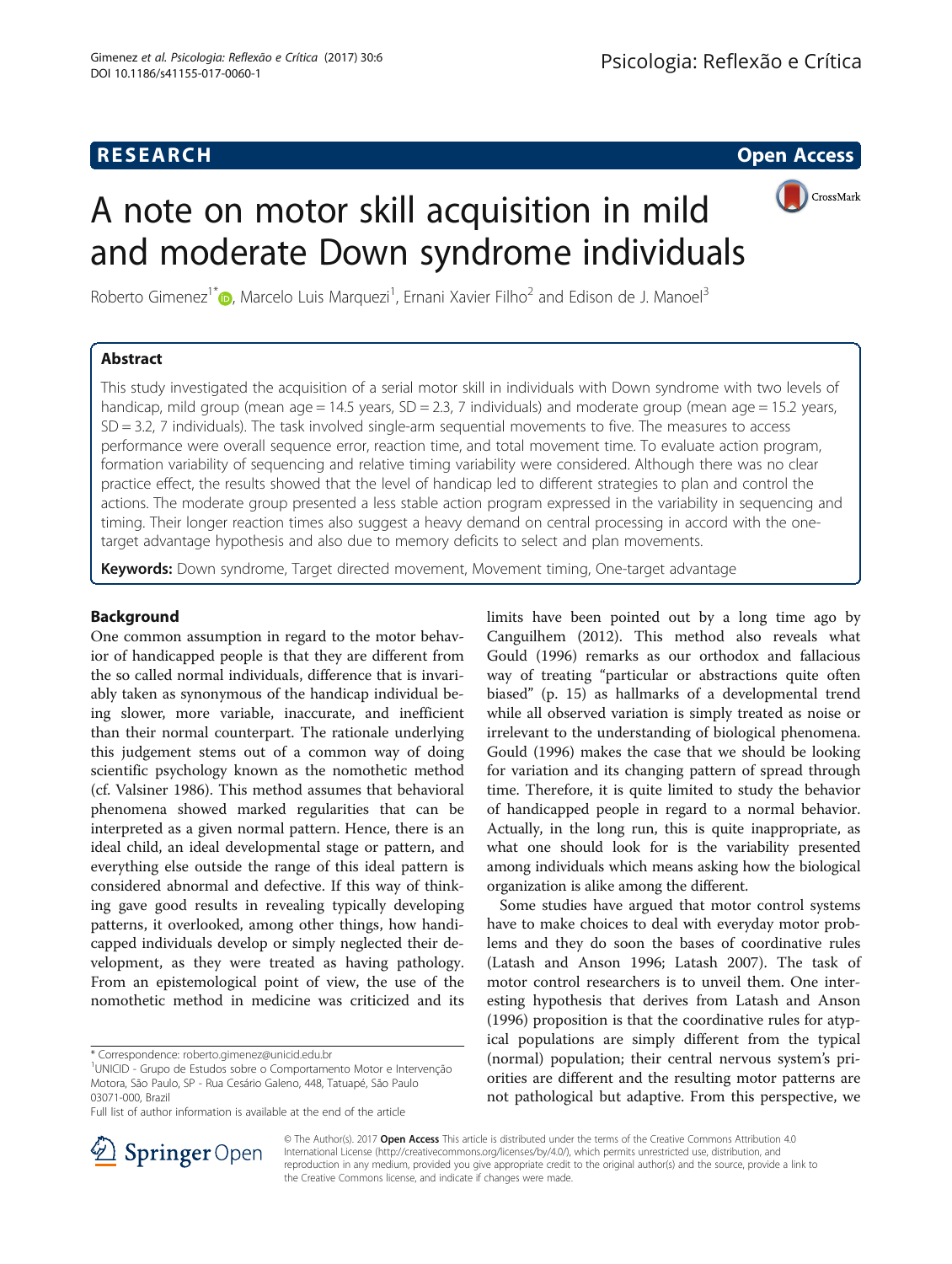# A note on motor skill acquisition in mild and moderate Down syndrome individuals

Roberto Gimenez[1*], Marcelo Luis Marquezi[1], Ernani Xavier Filho[2] and Edison de J. Manoel[3]

## Abstract

This study investigated the acquisition of a serial motor skill in individuals with Down syndrome with two levels of handicap, mild group (mean age = 14.5 years, SD = 2.3, 7 individuals) and moderate group (mean age = 15.2 years, SD = 3.2, 7 individuals). The task involved single-arm sequential movements to five. The measures to access performance were overall sequence error, reaction time, and total movement time. To evaluate action program, formation variability of sequencing and relative timing variability were considered. Although there was no clear practice effect, the results showed that the level of handicap led to different strategies to plan and control the actions. The moderate group presented a less stable action program expressed in the variability in sequencing and timing. Their longer reaction times also suggest a heavy demand on central processing in accord with the one-target advantage hypothesis and also due to memory deficits to select and plan movements.

**Keywords:** Down syndrome, Target directed movement, Movement timing, One-target advantage

## Background

One common assumption in regard to the motor behavior of handicapped people is that they are different from the so called normal individuals, difference that is invariably taken as synonymous of the handicap individual being slower, more variable, inaccurate, and inefficient than their normal counterpart. The rationale underlying this judgement stems out of a common way of doing scientific psychology known as the nomothetic method (cf. Valsiner 1986). This method assumes that behavioral phenomena showed marked regularities that can be interpreted as a given normal pattern. Hence, there is an ideal child, an ideal developmental stage or pattern, and everything else outside the range of this ideal pattern is considered abnormal and defective. If this way of thinking gave good results in revealing typically developing patterns, it overlooked, among other things, how handicapped individuals develop or simply neglected their development, as they were treated as having pathology. From an epistemological point of view, the use of the nomothetic method in medicine was criticized and its limits have been pointed out by a long time ago by Canguilhem (2012). This method also reveals what Gould (1996) remarks as our orthodox and fallacious way of treating "particular or abstractions quite often biased" (p. 15) as hallmarks of a developmental trend while all observed variation is simply treated as noise or irrelevant to the understanding of biological phenomena. Gould (1996) makes the case that we should be looking for variation and its changing pattern of spread through time. Therefore, it is quite limited to study the behavior of handicapped people in regard to a normal behavior. Actually, in the long run, this is quite inappropriate, as what one should look for is the variability presented among individuals which means asking how the biological organization is alike among the different.

Some studies have argued that motor control systems have to make choices to deal with everyday motor problems and they do soon the bases of coordinative rules (Latash and Anson 1996; Latash 2007). The task of motor control researchers is to unveil them. One interesting hypothesis that derives from Latash and Anson (1996) proposition is that the coordinative rules for atypical populations are simply different from the typical (normal) population; their central nervous system's priorities are different and the resulting motor patterns are not pathological but adaptive. From this perspective, we

\* Correspondence: roberto.gimenez@unicid.edu.br
[1]UNICID - Grupo de Estudos sobre o Comportamento Motor e Intervenção Motora, São Paulo, SP - Rua Cesário Galeno, 448, Tatuapé, São Paulo 03071-000, Brazil
Full list of author information is available at the end of the article

© The Author(s). 2017 **Open Access** This article is distributed under the terms of the Creative Commons Attribution 4.0 International License (http://creativecommons.org/licenses/by/4.0/), which permits unrestricted use, distribution, and reproduction in any medium, provided you give appropriate credit to the original author(s) and the source, provide a link to the Creative Commons license, and indicate if changes were made.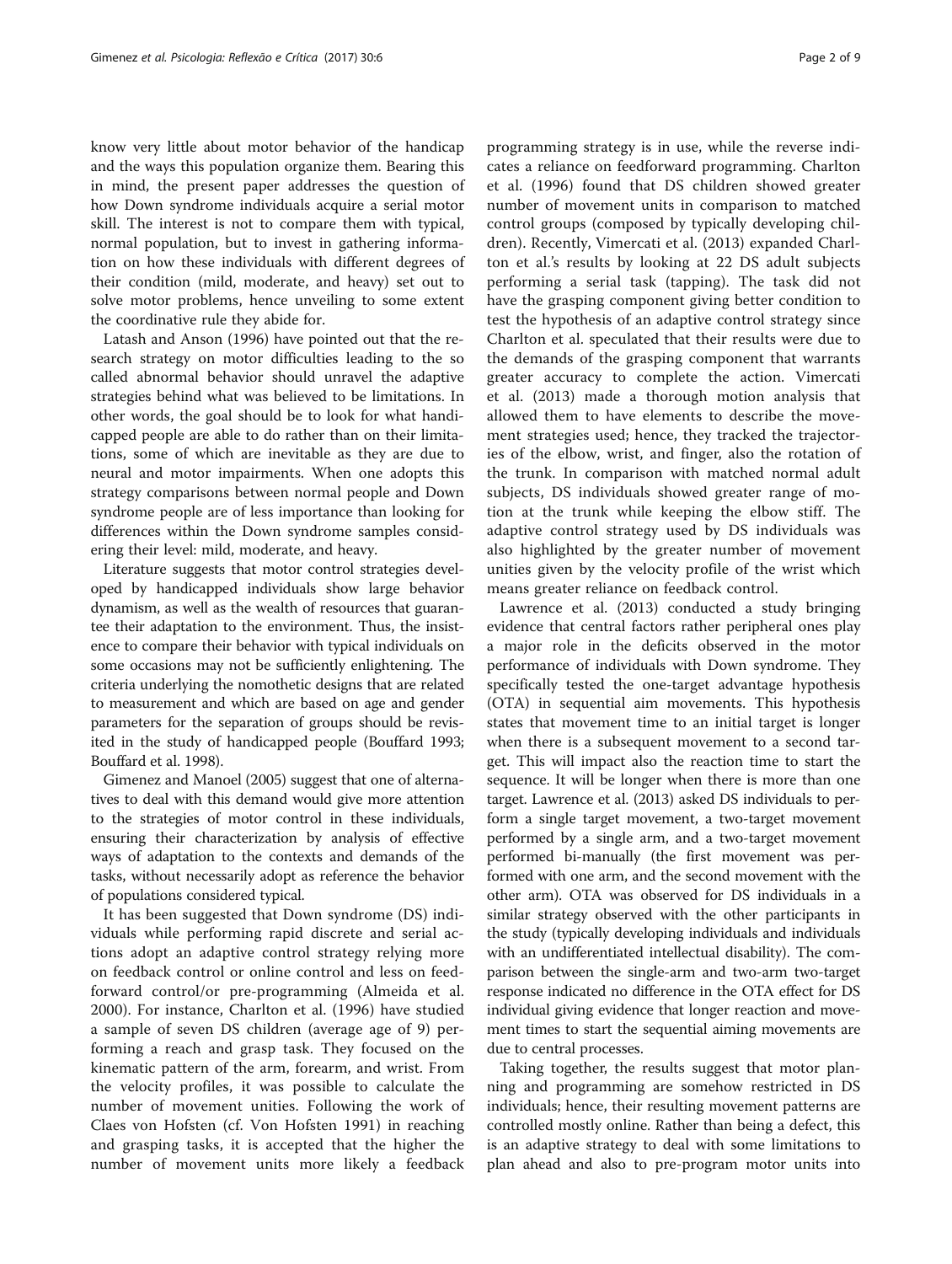know very little about motor behavior of the handicap and the ways this population organize them. Bearing this in mind, the present paper addresses the question of how Down syndrome individuals acquire a serial motor skill. The interest is not to compare them with typical, normal population, but to invest in gathering information on how these individuals with different degrees of their condition (mild, moderate, and heavy) set out to solve motor problems, hence unveiling to some extent the coordinative rule they abide for.

Latash and Anson (1996) have pointed out that the research strategy on motor difficulties leading to the so called abnormal behavior should unravel the adaptive strategies behind what was believed to be limitations. In other words, the goal should be to look for what handicapped people are able to do rather than on their limitations, some of which are inevitable as they are due to neural and motor impairments. When one adopts this strategy comparisons between normal people and Down syndrome people are of less importance than looking for differences within the Down syndrome samples considering their level: mild, moderate, and heavy.

Literature suggests that motor control strategies developed by handicapped individuals show large behavior dynamism, as well as the wealth of resources that guarantee their adaptation to the environment. Thus, the insistence to compare their behavior with typical individuals on some occasions may not be sufficiently enlightening. The criteria underlying the nomothetic designs that are related to measurement and which are based on age and gender parameters for the separation of groups should be revisited in the study of handicapped people (Bouffard 1993; Bouffard et al. 1998).

Gimenez and Manoel (2005) suggest that one of alternatives to deal with this demand would give more attention to the strategies of motor control in these individuals, ensuring their characterization by analysis of effective ways of adaptation to the contexts and demands of the tasks, without necessarily adopt as reference the behavior of populations considered typical.

It has been suggested that Down syndrome (DS) individuals while performing rapid discrete and serial actions adopt an adaptive control strategy relying more on feedback control or online control and less on feedforward control/or pre-programming (Almeida et al. 2000). For instance, Charlton et al. (1996) have studied a sample of seven DS children (average age of 9) performing a reach and grasp task. They focused on the kinematic pattern of the arm, forearm, and wrist. From the velocity profiles, it was possible to calculate the number of movement unities. Following the work of Claes von Hofsten (cf. Von Hofsten 1991) in reaching and grasping tasks, it is accepted that the higher the number of movement units more likely a feedback programming strategy is in use, while the reverse indicates a reliance on feedforward programming. Charlton et al. (1996) found that DS children showed greater number of movement units in comparison to matched control groups (composed by typically developing children). Recently, Vimercati et al. (2013) expanded Charlton et al.'s results by looking at 22 DS adult subjects performing a serial task (tapping). The task did not have the grasping component giving better condition to test the hypothesis of an adaptive control strategy since Charlton et al. speculated that their results were due to the demands of the grasping component that warrants greater accuracy to complete the action. Vimercati et al. (2013) made a thorough motion analysis that allowed them to have elements to describe the movement strategies used; hence, they tracked the trajectories of the elbow, wrist, and finger, also the rotation of the trunk. In comparison with matched normal adult subjects, DS individuals showed greater range of motion at the trunk while keeping the elbow stiff. The adaptive control strategy used by DS individuals was also highlighted by the greater number of movement unities given by the velocity profile of the wrist which means greater reliance on feedback control.

Lawrence et al. (2013) conducted a study bringing evidence that central factors rather peripheral ones play a major role in the deficits observed in the motor performance of individuals with Down syndrome. They specifically tested the one-target advantage hypothesis (OTA) in sequential aim movements. This hypothesis states that movement time to an initial target is longer when there is a subsequent movement to a second target. This will impact also the reaction time to start the sequence. It will be longer when there is more than one target. Lawrence et al. (2013) asked DS individuals to perform a single target movement, a two-target movement performed by a single arm, and a two-target movement performed bi-manually (the first movement was performed with one arm, and the second movement with the other arm). OTA was observed for DS individuals in a similar strategy observed with the other participants in the study (typically developing individuals and individuals with an undifferentiated intellectual disability). The comparison between the single-arm and two-arm two-target response indicated no difference in the OTA effect for DS individual giving evidence that longer reaction and movement times to start the sequential aiming movements are due to central processes.

Taking together, the results suggest that motor planning and programming are somehow restricted in DS individuals; hence, their resulting movement patterns are controlled mostly online. Rather than being a defect, this is an adaptive strategy to deal with some limitations to plan ahead and also to pre-program motor units into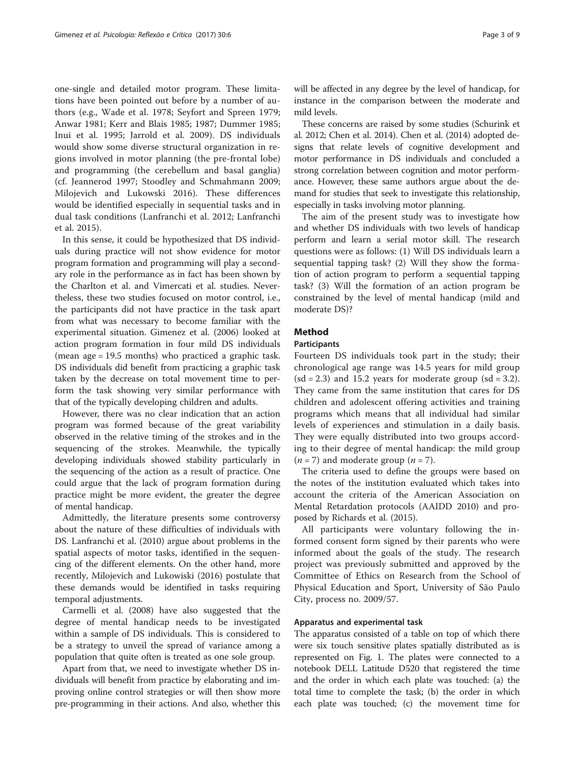one-single and detailed motor program. These limitations have been pointed out before by a number of authors (e.g., Wade et al. 1978; Seyfort and Spreen 1979; Anwar 1981; Kerr and Blais 1985; 1987; Dummer 1985; Inui et al. 1995; Jarrold et al. 2009). DS individuals would show some diverse structural organization in regions involved in motor planning (the pre-frontal lobe) and programming (the cerebellum and basal ganglia) (cf. Jeannerod 1997; Stoodley and Schmahmann 2009; Milojevich and Lukowski 2016). These differences would be identified especially in sequential tasks and in dual task conditions (Lanfranchi et al. 2012; Lanfranchi et al. 2015).

In this sense, it could be hypothesized that DS individuals during practice will not show evidence for motor program formation and programming will play a secondary role in the performance as in fact has been shown by the Charlton et al. and Vimercati et al. studies. Nevertheless, these two studies focused on motor control, i.e., the participants did not have practice in the task apart from what was necessary to become familiar with the experimental situation. Gimenez et al. (2006) looked at action program formation in four mild DS individuals (mean age = 19.5 months) who practiced a graphic task. DS individuals did benefit from practicing a graphic task taken by the decrease on total movement time to perform the task showing very similar performance with that of the typically developing children and adults.

However, there was no clear indication that an action program was formed because of the great variability observed in the relative timing of the strokes and in the sequencing of the strokes. Meanwhile, the typically developing individuals showed stability particularly in the sequencing of the action as a result of practice. One could argue that the lack of program formation during practice might be more evident, the greater the degree of mental handicap.

Admittedly, the literature presents some controversy about the nature of these difficulties of individuals with DS. Lanfranchi et al. (2010) argue about problems in the spatial aspects of motor tasks, identified in the sequencing of the different elements. On the other hand, more recently, Milojevich and Lukowiski (2016) postulate that these demands would be identified in tasks requiring temporal adjustments.

Carmelli et al. (2008) have also suggested that the degree of mental handicap needs to be investigated within a sample of DS individuals. This is considered to be a strategy to unveil the spread of variance among a population that quite often is treated as one sole group.

Apart from that, we need to investigate whether DS individuals will benefit from practice by elaborating and improving online control strategies or will then show more pre-programming in their actions. And also, whether this will be affected in any degree by the level of handicap, for instance in the comparison between the moderate and mild levels.

These concerns are raised by some studies (Schurink et al. 2012; Chen et al. 2014). Chen et al. (2014) adopted designs that relate levels of cognitive development and motor performance in DS individuals and concluded a strong correlation between cognition and motor performance. However, these same authors argue about the demand for studies that seek to investigate this relationship, especially in tasks involving motor planning.

The aim of the present study was to investigate how and whether DS individuals with two levels of handicap perform and learn a serial motor skill. The research questions were as follows: (1) Will DS individuals learn a sequential tapping task? (2) Will they show the formation of action program to perform a sequential tapping task? (3) Will the formation of an action program be constrained by the level of mental handicap (mild and moderate DS)?

## Method

### Participants

Fourteen DS individuals took part in the study; their chronological age range was 14.5 years for mild group (sd = 2.3) and 15.2 years for moderate group (sd = 3.2). They came from the same institution that cares for DS children and adolescent offering activities and training programs which means that all individual had similar levels of experiences and stimulation in a daily basis. They were equally distributed into two groups according to their degree of mental handicap: the mild group ($n = 7$) and moderate group ($n = 7$).

The criteria used to define the groups were based on the notes of the institution evaluated which takes into account the criteria of the American Association on Mental Retardation protocols (AAIDD 2010) and proposed by Richards et al. (2015).

All participants were voluntary following the informed consent form signed by their parents who were informed about the goals of the study. The research project was previously submitted and approved by the Committee of Ethics on Research from the School of Physical Education and Sport, University of São Paulo City, process no. 2009/57.

### Apparatus and experimental task

The apparatus consisted of a table on top of which there were six touch sensitive plates spatially distributed as is represented on Fig. 1. The plates were connected to a notebook DELL Latitude D520 that registered the time and the order in which each plate was touched: (a) the total time to complete the task; (b) the order in which each plate was touched; (c) the movement time for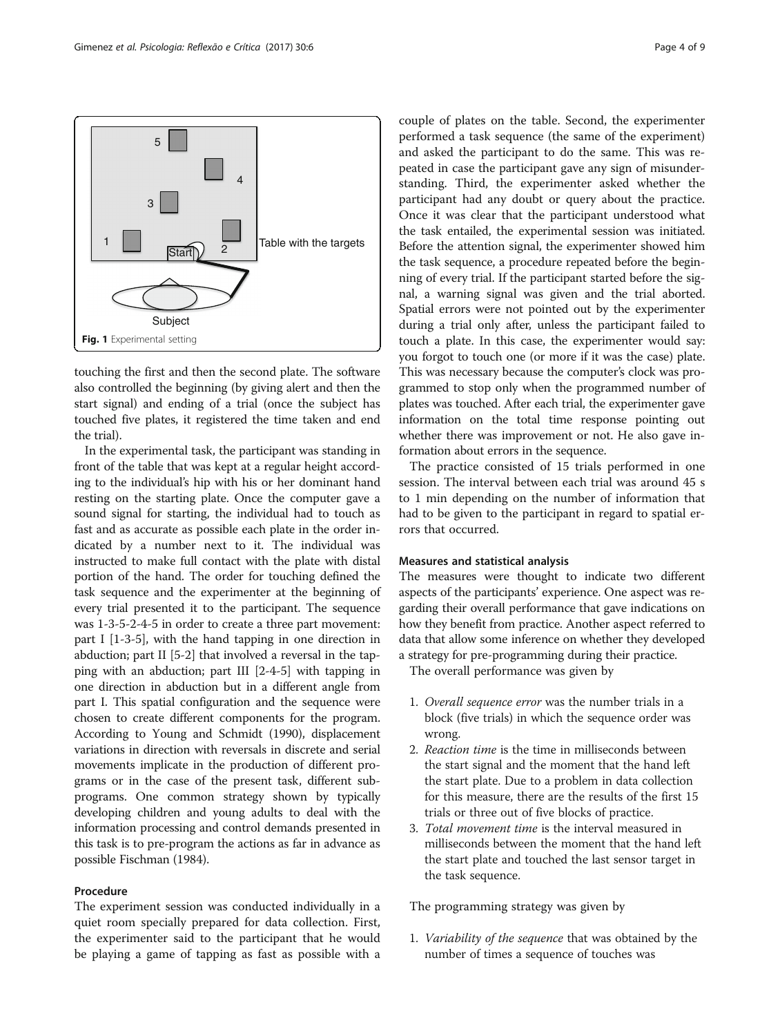5

4

3

1

Start

2

Table with the targets

Subject

**Fig. 1** Experimental setting

touching the first and then the second plate. The software also controlled the beginning (by giving alert and then the start signal) and ending of a trial (once the subject has touched five plates, it registered the time taken and end the trial).

In the experimental task, the participant was standing in front of the table that was kept at a regular height according to the individual's hip with his or her dominant hand resting on the starting plate. Once the computer gave a sound signal for starting, the individual had to touch as fast and as accurate as possible each plate in the order indicated by a number next to it. The individual was instructed to make full contact with the plate with distal portion of the hand. The order for touching defined the task sequence and the experimenter at the beginning of every trial presented it to the participant. The sequence was 1-3-5-2-4-5 in order to create a three part movement: part I [1-3-5], with the hand tapping in one direction in abduction; part II [5-2] that involved a reversal in the tapping with an abduction; part III [2-4-5] with tapping in one direction in abduction but in a different angle from part I. This spatial configuration and the sequence were chosen to create different components for the program. According to Young and Schmidt (1990), displacement variations in direction with reversals in discrete and serial movements implicate in the production of different programs or in the case of the present task, different subprograms. One common strategy shown by typically developing children and young adults to deal with the information processing and control demands presented in this task is to pre-program the actions as far in advance as possible Fischman (1984).

### Procedure

The experiment session was conducted individually in a quiet room specially prepared for data collection. First, the experimenter said to the participant that he would be playing a game of tapping as fast as possible with a couple of plates on the table. Second, the experimenter performed a task sequence (the same of the experiment) and asked the participant to do the same. This was repeated in case the participant gave any sign of misunderstanding. Third, the experimenter asked whether the participant had any doubt or query about the practice. Once it was clear that the participant understood what the task entailed, the experimental session was initiated. Before the attention signal, the experimenter showed him the task sequence, a procedure repeated before the beginning of every trial. If the participant started before the signal, a warning signal was given and the trial aborted. Spatial errors were not pointed out by the experimenter during a trial only after, unless the participant failed to touch a plate. In this case, the experimenter would say: you forgot to touch one (or more if it was the case) plate. This was necessary because the computer's clock was programmed to stop only when the programmed number of plates was touched. After each trial, the experimenter gave information on the total time response pointing out whether there was improvement or not. He also gave information about errors in the sequence.

The practice consisted of 15 trials performed in one session. The interval between each trial was around 45 s to 1 min depending on the number of information that had to be given to the participant in regard to spatial errors that occurred.

### Measures and statistical analysis

The measures were thought to indicate two different aspects of the participants' experience. One aspect was regarding their overall performance that gave indications on how they benefit from practice. Another aspect referred to data that allow some inference on whether they developed a strategy for pre-programming during their practice.

The overall performance was given by

1. *Overall sequence error* was the number trials in a block (five trials) in which the sequence order was wrong.
2. *Reaction time* is the time in milliseconds between the start signal and the moment that the hand left the start plate. Due to a problem in data collection for this measure, there are the results of the first 15 trials or three out of five blocks of practice.
3. *Total movement time* is the interval measured in milliseconds between the moment that the hand left the start plate and touched the last sensor target in the task sequence.

The programming strategy was given by

1. *Variability of the sequence* that was obtained by the number of times a sequence of touches was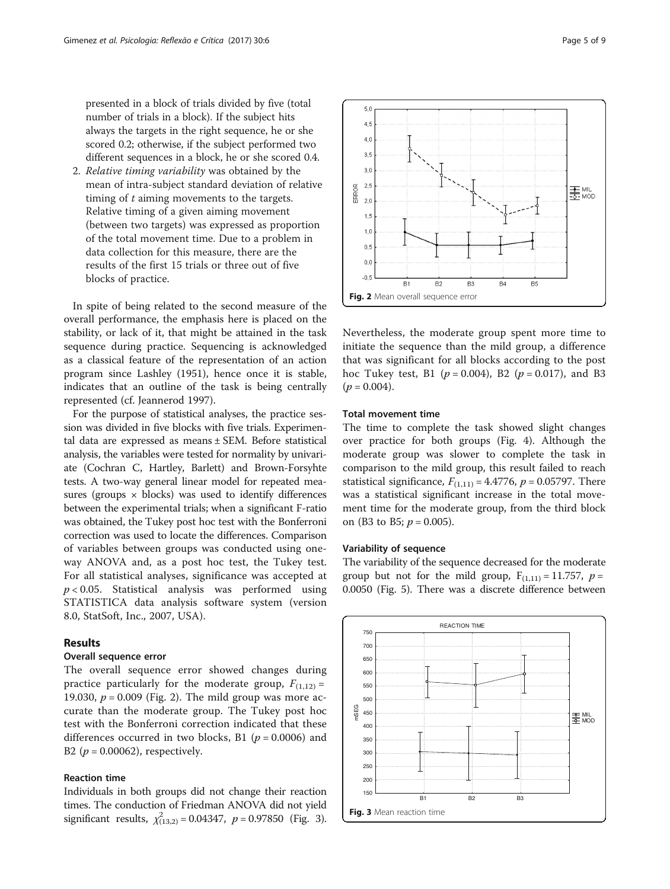presented in a block of trials divided by five (total number of trials in a block). If the subject hits always the targets in the right sequence, he or she scored 0.2; otherwise, if the subject performed two different sequences in a block, he or she scored 0.4.

2. *Relative timing variability* was obtained by the mean of intra-subject standard deviation of relative timing of *t* aiming movements to the targets. Relative timing of a given aiming movement (between two targets) was expressed as proportion of the total movement time. Due to a problem in data collection for this measure, there are the results of the first 15 trials or three out of five blocks of practice.

In spite of being related to the second measure of the overall performance, the emphasis here is placed on the stability, or lack of it, that might be attained in the task sequence during practice. Sequencing is acknowledged as a classical feature of the representation of an action program since Lashley (1951), hence once it is stable, indicates that an outline of the task is being centrally represented (cf. Jeannerod 1997).

For the purpose of statistical analyses, the practice session was divided in five blocks with five trials. Experimental data are expressed as means ± SEM. Before statistical analysis, the variables were tested for normality by univariate (Cochran C, Hartley, Barlett) and Brown-Forsyhte tests. A two-way general linear model for repeated measures (groups × blocks) was used to identify differences between the experimental trials; when a significant F-ratio was obtained, the Tukey post hoc test with the Bonferroni correction was used to locate the differences. Comparison of variables between groups was conducted using one-way ANOVA and, as a post hoc test, the Tukey test. For all statistical analyses, significance was accepted at $p < 0.05$. Statistical analysis was performed using STATISTICA data analysis software system (version 8.0, StatSoft, Inc., 2007, USA).

## Results

### Overall sequence error

The overall sequence error showed changes during practice particularly for the moderate group, $F_{(1,12)} = 19.030$, $p = 0.009$ (Fig. 2). The mild group was more accurate than the moderate group. The Tukey post hoc test with the Bonferroni correction indicated that these differences occurred in two blocks, B1 ($p = 0.0006$) and B2 ($p = 0.00062$), respectively.

### Reaction time

Individuals in both groups did not change their reaction times. The conduction of Friedman ANOVA did not yield significant results, $\chi^2_{(13,2)} = 0.04347$, $p = 0.97850$ (Fig. 3).

Fig. 2 Mean overall sequence error

Nevertheless, the moderate group spent more time to initiate the sequence than the mild group, a difference that was significant for all blocks according to the post hoc Tukey test, B1 ($p = 0.004$), B2 ($p = 0.017$), and B3 ($p = 0.004$).

### Total movement time

The time to complete the task showed slight changes over practice for both groups (Fig. 4). Although the moderate group was slower to complete the task in comparison to the mild group, this result failed to reach statistical significance, $F_{(1,11)} = 4.4776$, $p = 0.05797$. There was a statistical significant increase in the total movement time for the moderate group, from the third block on (B3 to B5; $p = 0.005$).

### Variability of sequence

The variability of the sequence decreased for the moderate group but not for the mild group, $F_{(1,11)} = 11.757$, $p = 0.0050$ (Fig. 5). There was a discrete difference between

Fig. 3 Mean reaction time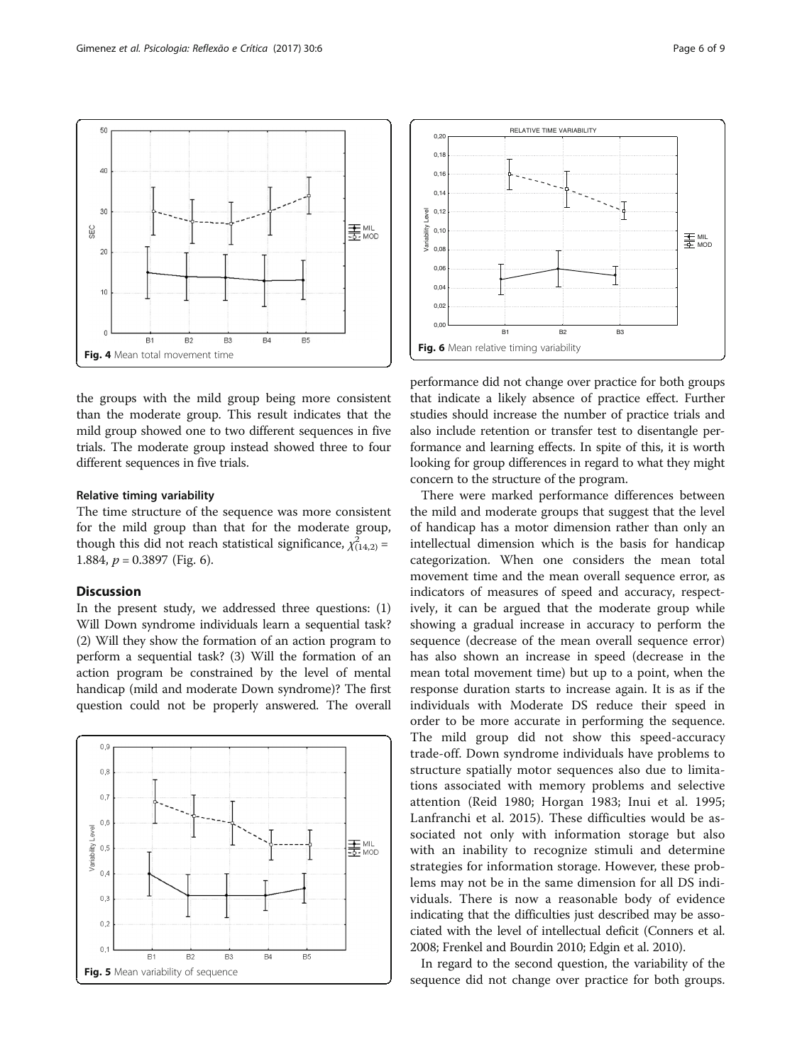Fig. 4 Mean total movement time

Fig. 6 Mean relative timing variability

the groups with the mild group being more consistent than the moderate group. This result indicates that the mild group showed one to two different sequences in five trials. The moderate group instead showed three to four different sequences in five trials.

#### Relative timing variability

The time structure of the sequence was more consistent for the mild group than that for the moderate group, though this did not reach statistical significance, $\chi^2_{(14,2)} = 1.884$, $p = 0.3897$ (Fig. 6).

## Discussion

In the present study, we addressed three questions: (1) Will Down syndrome individuals learn a sequential task? (2) Will they show the formation of an action program to perform a sequential task? (3) Will the formation of an action program be constrained by the level of mental handicap (mild and moderate Down syndrome)? The first question could not be properly answered. The overall performance did not change over practice for both groups that indicate a likely absence of practice effect. Further studies should increase the number of practice trials and also include retention or transfer test to disentangle performance and learning effects. In spite of this, it is worth looking for group differences in regard to what they might concern to the structure of the program.

Fig. 5 Mean variability of sequence

There were marked performance differences between the mild and moderate groups that suggest that the level of handicap has a motor dimension rather than only an intellectual dimension which is the basis for handicap categorization. When one considers the mean total movement time and the mean overall sequence error, as indicators of measures of speed and accuracy, respectively, it can be argued that the moderate group while showing a gradual increase in accuracy to perform the sequence (decrease of the mean overall sequence error) has also shown an increase in speed (decrease in the mean total movement time) but up to a point, when the response duration starts to increase again. It is as if the individuals with Moderate DS reduce their speed in order to be more accurate in performing the sequence. The mild group did not show this speed-accuracy trade-off. Down syndrome individuals have problems to structure spatially motor sequences also due to limitations associated with memory problems and selective attention (Reid 1980; Horgan 1983; Inui et al. 1995; Lanfranchi et al. 2015). These difficulties would be associated not only with information storage but also with an inability to recognize stimuli and determine strategies for information storage. However, these problems may not be in the same dimension for all DS individuals. There is now a reasonable body of evidence indicating that the difficulties just described may be associated with the level of intellectual deficit (Conners et al. 2008; Frenkel and Bourdin 2010; Edgin et al. 2010).

In regard to the second question, the variability of the sequence did not change over practice for both groups.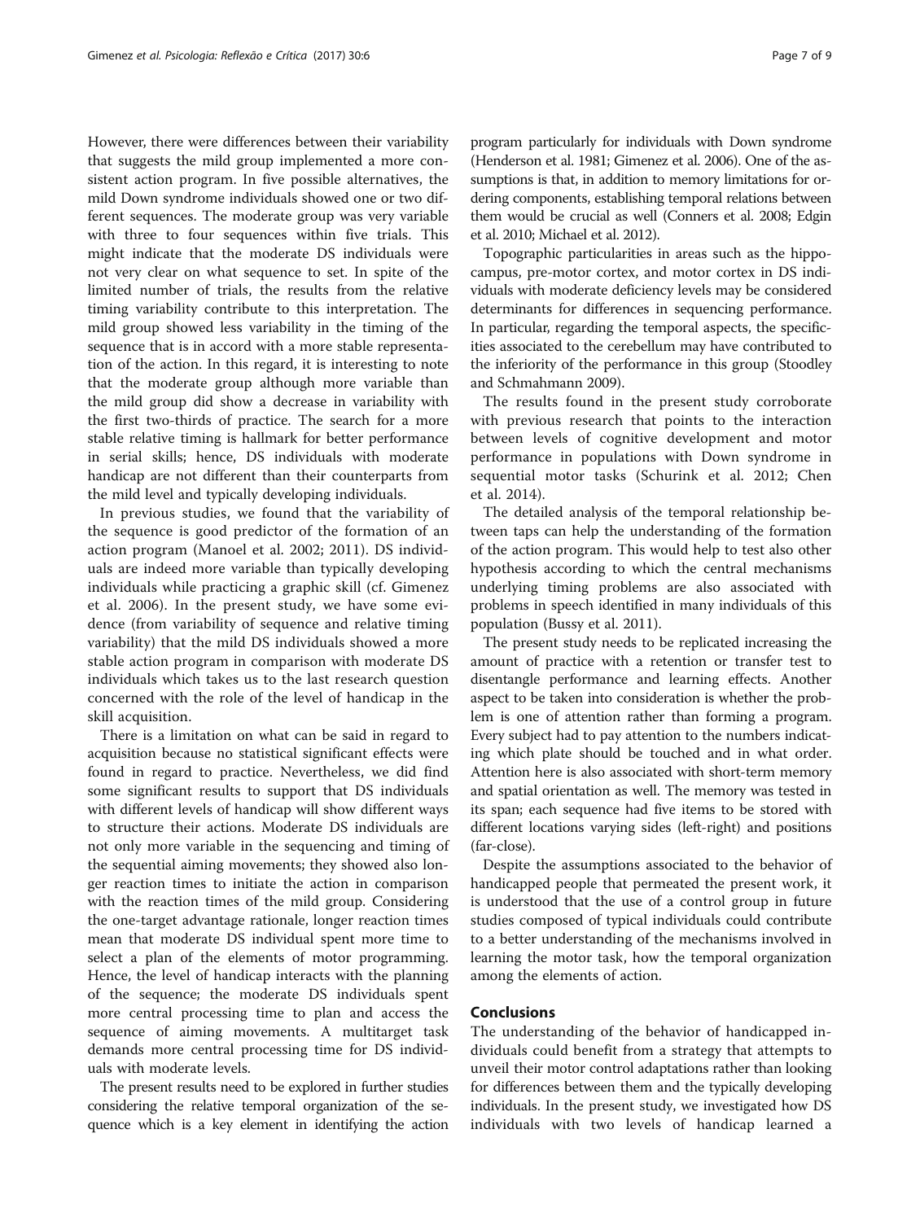However, there were differences between their variability that suggests the mild group implemented a more consistent action program. In five possible alternatives, the mild Down syndrome individuals showed one or two different sequences. The moderate group was very variable with three to four sequences within five trials. This might indicate that the moderate DS individuals were not very clear on what sequence to set. In spite of the limited number of trials, the results from the relative timing variability contribute to this interpretation. The mild group showed less variability in the timing of the sequence that is in accord with a more stable representation of the action. In this regard, it is interesting to note that the moderate group although more variable than the mild group did show a decrease in variability with the first two-thirds of practice. The search for a more stable relative timing is hallmark for better performance in serial skills; hence, DS individuals with moderate handicap are not different than their counterparts from the mild level and typically developing individuals.

In previous studies, we found that the variability of the sequence is good predictor of the formation of an action program (Manoel et al. 2002; 2011). DS individuals are indeed more variable than typically developing individuals while practicing a graphic skill (cf. Gimenez et al. 2006). In the present study, we have some evidence (from variability of sequence and relative timing variability) that the mild DS individuals showed a more stable action program in comparison with moderate DS individuals which takes us to the last research question concerned with the role of the level of handicap in the skill acquisition.

There is a limitation on what can be said in regard to acquisition because no statistical significant effects were found in regard to practice. Nevertheless, we did find some significant results to support that DS individuals with different levels of handicap will show different ways to structure their actions. Moderate DS individuals are not only more variable in the sequencing and timing of the sequential aiming movements; they showed also longer reaction times to initiate the action in comparison with the reaction times of the mild group. Considering the one-target advantage rationale, longer reaction times mean that moderate DS individual spent more time to select a plan of the elements of motor programming. Hence, the level of handicap interacts with the planning of the sequence; the moderate DS individuals spent more central processing time to plan and access the sequence of aiming movements. A multitarget task demands more central processing time for DS individuals with moderate levels.

The present results need to be explored in further studies considering the relative temporal organization of the sequence which is a key element in identifying the action program particularly for individuals with Down syndrome (Henderson et al. 1981; Gimenez et al. 2006). One of the assumptions is that, in addition to memory limitations for ordering components, establishing temporal relations between them would be crucial as well (Conners et al. 2008; Edgin et al. 2010; Michael et al. 2012).

Topographic particularities in areas such as the hippocampus, pre-motor cortex, and motor cortex in DS individuals with moderate deficiency levels may be considered determinants for differences in sequencing performance. In particular, regarding the temporal aspects, the specificities associated to the cerebellum may have contributed to the inferiority of the performance in this group (Stoodley and Schmahmann 2009).

The results found in the present study corroborate with previous research that points to the interaction between levels of cognitive development and motor performance in populations with Down syndrome in sequential motor tasks (Schurink et al. 2012; Chen et al. 2014).

The detailed analysis of the temporal relationship between taps can help the understanding of the formation of the action program. This would help to test also other hypothesis according to which the central mechanisms underlying timing problems are also associated with problems in speech identified in many individuals of this population (Bussy et al. 2011).

The present study needs to be replicated increasing the amount of practice with a retention or transfer test to disentangle performance and learning effects. Another aspect to be taken into consideration is whether the problem is one of attention rather than forming a program. Every subject had to pay attention to the numbers indicating which plate should be touched and in what order. Attention here is also associated with short-term memory and spatial orientation as well. The memory was tested in its span; each sequence had five items to be stored with different locations varying sides (left-right) and positions (far-close).

Despite the assumptions associated to the behavior of handicapped people that permeated the present work, it is understood that the use of a control group in future studies composed of typical individuals could contribute to a better understanding of the mechanisms involved in learning the motor task, how the temporal organization among the elements of action.

## Conclusions

The understanding of the behavior of handicapped individuals could benefit from a strategy that attempts to unveil their motor control adaptations rather than looking for differences between them and the typically developing individuals. In the present study, we investigated how DS individuals with two levels of handicap learned a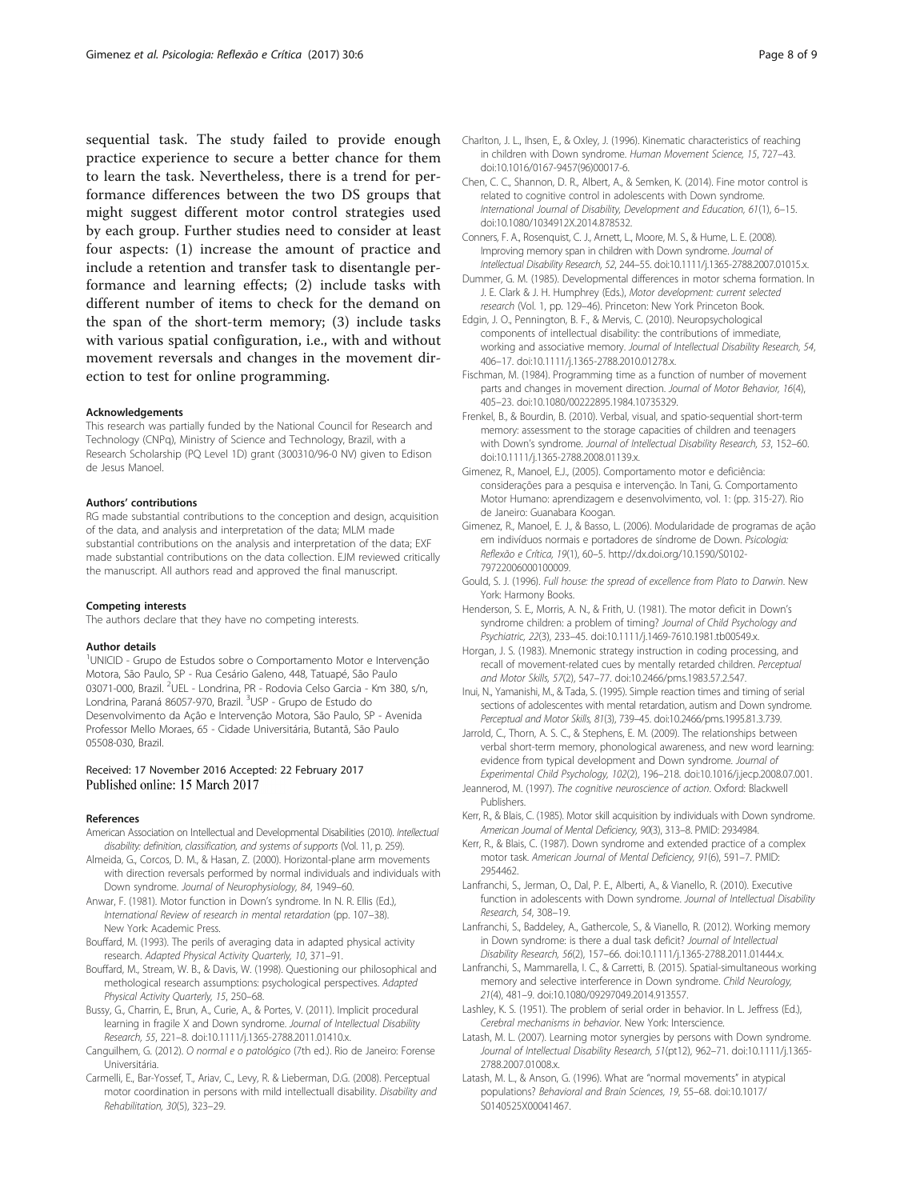sequential task. The study failed to provide enough practice experience to secure a better chance for them to learn the task. Nevertheless, there is a trend for performance differences between the two DS groups that might suggest different motor control strategies used by each group. Further studies need to consider at least four aspects: (1) increase the amount of practice and include a retention and transfer task to disentangle performance and learning effects; (2) include tasks with different number of items to check for the demand on the span of the short-term memory; (3) include tasks with various spatial configuration, i.e., with and without movement reversals and changes in the movement direction to test for online programming.

#### Acknowledgements

This research was partially funded by the National Council for Research and Technology (CNPq), Ministry of Science and Technology, Brazil, with a Research Scholarship (PQ Level 1D) grant (300310/96-0 NV) given to Edison de Jesus Manoel.

#### Authors' contributions

RG made substantial contributions to the conception and design, acquisition of the data, and analysis and interpretation of the data; MLM made substantial contributions on the analysis and interpretation of the data; EXF made substantial contributions on the data collection. EJM reviewed critically the manuscript. All authors read and approved the final manuscript.

#### Competing interests

The authors declare that they have no competing interests.

#### Author details

[1]UNICID - Grupo de Estudos sobre o Comportamento Motor e Intervenção Motora, São Paulo, SP - Rua Cesário Galeno, 448, Tatuapé, São Paulo 03071-000, Brazil. [2]UEL - Londrina, PR - Rodovia Celso Garcia - Km 380, s/n, Londrina, Paraná 86057-970, Brazil. [3]USP - Grupo de Estudo do Desenvolvimento da Ação e Intervenção Motora, São Paulo, SP - Avenida Professor Mello Moraes, 65 - Cidade Universitária, Butantã, São Paulo 05508-030, Brazil.

Received: 17 November 2016 Accepted: 22 February 2017
Published online: 15 March 2017

#### References

American Association on Intellectual and Developmental Disabilities (2010). *Intellectual disability: definition, classification, and systems of supports* (Vol. 11, p. 259).

Almeida, G., Corcos, D. M., & Hasan, Z. (2000). Horizontal-plane arm movements with direction reversals performed by normal individuals and individuals with Down syndrome. *Journal of Neurophysiology, 84*, 1949–60.

Anwar, F. (1981). Motor function in Down's syndrome. In N. R. Ellis (Ed.), *International Review of research in mental retardation* (pp. 107–38). New York: Academic Press.

Bouffard, M. (1993). The perils of averaging data in adapted physical activity research. *Adapted Physical Activity Quarterly, 10*, 371–91.

Bouffard, M., Stream, W. B., & Davis, W. (1998). Questioning our philosophical and methological research assumptions: psychological perspectives. *Adapted Physical Activity Quarterly, 15*, 250–68.

Bussy, G., Charrin, E., Brun, A., Curie, A., & Portes, V. (2011). Implicit procedural learning in fragile X and Down syndrome. *Journal of Intellectual Disability Research, 55*, 221–8. doi:10.1111/j.1365-2788.2011.01410.x.

Canguilhem, G. (2012). *O normal e o patológico* (7th ed.). Rio de Janeiro: Forense Universitária.

Carmelli, E., Bar-Yossef, T., Ariav, C., Levy, R. & Lieberman, D.G. (2008). Perceptual motor coordination in persons with mild intellectuall disability. *Disability and Rehabilitation, 30*(5), 323–29.

Charlton, J. L., Ihsen, E., & Oxley, J. (1996). Kinematic characteristics of reaching in children with Down syndrome. *Human Movement Science, 15*, 727–43. doi:10.1016/0167-9457(96)00017-6.

Chen, C. C., Shannon, D. R., Albert, A., & Semken, K. (2014). Fine motor control is related to cognitive control in adolescents with Down syndrome. *International Journal of Disability, Development and Education, 61*(1), 6–15. doi:10.1080/1034912X.2014.878532.

Conners, F. A., Rosenquist, C. J., Arnett, L., Moore, M. S., & Hume, L. E. (2008). Improving memory span in children with Down syndrome. *Journal of Intellectual Disability Research, 52*, 244–55. doi:10.1111/j.1365-2788.2007.01015.x.

Dummer, G. M. (1985). Developmental differences in motor schema formation. In J. E. Clark & J. H. Humphrey (Eds.), *Motor development: current selected research* (Vol. 1, pp. 129–46). Princeton: New York Princeton Book.

Edgin, J. O., Pennington, B. F., & Mervis, C. (2010). Neuropsychological components of intellectual disability: the contributions of immediate, working and associative memory. *Journal of Intellectual Disability Research, 54*, 406–17. doi:10.1111/j.1365-2788.2010.01278.x.

Fischman, M. (1984). Programming time as a function of number of movement parts and changes in movement direction. *Journal of Motor Behavior, 16*(4), 405–23. doi:10.1080/00222895.1984.10735329.

Frenkel, B., & Bourdin, B. (2010). Verbal, visual, and spatio-sequential short-term memory: assessment to the storage capacities of children and teenagers with Down's syndrome. *Journal of Intellectual Disability Research, 53*, 152–60. doi:10.1111/j.1365-2788.2008.01139.x.

Gimenez, R., Manoel, E.J., (2005). Comportamento motor e deficiência: considerações para a pesquisa e intervenção. In Tani, G. Comportamento Motor Humano: aprendizagem e desenvolvimento, vol. 1: (pp. 315-27). Rio de Janeiro: Guanabara Koogan.

Gimenez, R., Manoel, E. J., & Basso, L. (2006). Modularidade de programas de ação em indivíduos normais e portadores de síndrome de Down. *Psicologia: Reflexão e Crítica, 19*(1), 60–5. http://dx.doi.org/10.1590/S0102-79722006000100009.

Gould, S. J. (1996). *Full house: the spread of excellence from Plato to Darwin*. New York: Harmony Books.

Henderson, S. E., Morris, A. N., & Frith, U. (1981). The motor deficit in Down's syndrome children: a problem of timing? *Journal of Child Psychology and Psychiatric, 22*(3), 233–45. doi:10.1111/j.1469-7610.1981.tb00549.x.

Horgan, J. S. (1983). Mnemonic strategy instruction in coding processing, and recall of movement-related cues by mentally retarded children. *Perceptual and Motor Skills, 57*(2), 547–77. doi:10.2466/pms.1983.57.2.547.

Inui, N., Yamanishi, M., & Tada, S. (1995). Simple reaction times and timing of serial sections of adolescentes with mental retardation, autism and Down syndrome. *Perceptual and Motor Skills, 81*(3), 739–45. doi:10.2466/pms.1995.81.3.739.

Jarrold, C., Thorn, A. S. C., & Stephens, E. M. (2009). The relationships between verbal short-term memory, phonological awareness, and new word learning: evidence from typical development and Down syndrome. *Journal of Experimental Child Psychology, 102*(2), 196–218. doi:10.1016/j.jecp.2008.07.001.

Jeannerod, M. (1997). *The cognitive neuroscience of action*. Oxford: Blackwell Publishers.

Kerr, R., & Blais, C. (1985). Motor skill acquisition by individuals with Down syndrome. *American Journal of Mental Deficiency, 90*(3), 313–8. PMID: 2934984.

Kerr, R., & Blais, C. (1987). Down syndrome and extended practice of a complex motor task. *American Journal of Mental Deficiency, 91*(6), 591–7. PMID: 2954462.

Lanfranchi, S., Jerman, O., Dal, P. E., Alberti, A., & Vianello, R. (2010). Executive function in adolescents with Down syndrome. *Journal of Intellectual Disability Research, 54*, 308–19.

Lanfranchi, S., Baddeley, A., Gathercole, S., & Vianello, R. (2012). Working memory in Down syndrome: is there a dual task deficit? *Journal of Intellectual Disability Research, 56*(2), 157–66. doi:10.1111/j.1365-2788.2011.01444.x.

Lanfranchi, S., Mammarella, I. C., & Carretti, B. (2015). Spatial-simultaneous working memory and selective interference in Down syndrome. *Child Neurology, 21*(4), 481–9. doi:10.1080/09297049.2014.913557.

Lashley, K. S. (1951). The problem of serial order in behavior. In L. Jeffress (Ed.), *Cerebral mechanisms in behavior*. New York: Interscience.

Latash, M. L. (2007). Learning motor synergies by persons with Down syndrome. *Journal of Intellectual Disability Research, 51*(pt12), 962–71. doi:10.1111/j.1365-2788.2007.01008.x.

Latash, M. L., & Anson, G. (1996). What are "normal movements" in atypical populations? *Behavioral and Brain Sciences, 19*, 55–68. doi:10.1017/S0140525X00041467.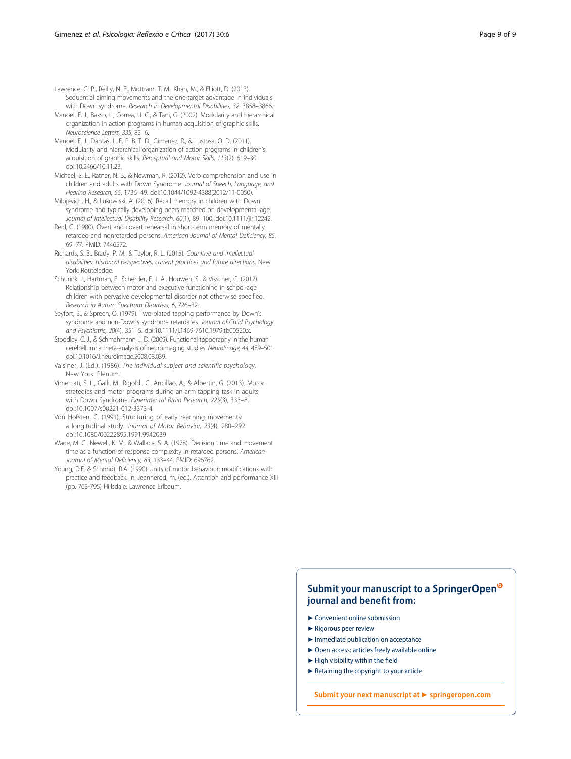Lawrence, G. P., Reilly, N. E., Mottram, T. M., Khan, M., & Elliott, D. (2013). Sequential aiming movements and the one-target advantage in individuals with Down syndrome. *Research in Developmental Disabilities, 32*, 3858–3866.

Manoel, E. J., Basso, L., Correa, U. C., & Tani, G. (2002). Modularity and hierarchical organization in action programs in human acquisition of graphic skills. *Neuroscience Letters, 335*, 83–6.

Manoel, E. J., Dantas, L. E. P. B. T. D., Gimenez, R., & Lustosa, O. D. (2011). Modularity and hierarchical organization of action programs in children's acquisition of graphic skills. *Perceptual and Motor Skills, 113*(2), 619–30. doi:10.2466/10.11.23.

Michael, S. E., Ratner, N. B., & Newman, R. (2012). Verb comprehension and use in children and adults with Down Syndrome. *Journal of Speech, Language, and Hearing Research, 55*, 1736–49. doi:10.1044/1092-4388(2012/11-0050).

Milojevich, H., & Lukowiski, A. (2016). Recall memory in children with Down syndrome and typically developing peers matched on developmental age. *Journal of Intellectual Disability Research, 60*(1), 89–100. doi:10.1111/jir.12242.

Reid, G. (1980). Overt and covert rehearsal in short-term memory of mentally retarded and nonretarded persons. *American Journal of Mental Deficiency, 85*, 69–77. PMID: 7446572.

Richards, S. B., Brady, P. M., & Taylor, R. L. (2015). *Cognitive and intellectual disabilities: historical perspectives, current practices and future directions*. New York: Routeledge.

Schurink, J., Hartman, E., Scherder, E. J. A., Houwen, S., & Visscher, C. (2012). Relationship between motor and executive functioning in school-age children with pervasive developmental disorder not otherwise specified. *Research in Autism Spectrum Disorders, 6*, 726–32.

Seyfort, B., & Spreen, O. (1979). Two-plated tapping performance by Down's syndrome and non-Downs syndrome retardates. *Journal of Child Psychology and Psychiatric, 20*(4), 351–5. doi:10.1111/j.1469-7610.1979.tb00520.x.

Stoodley, C. J., & Schmahmann, J. D. (2009). Functional topography in the human cerebellum: a meta-analysis of neuroimaging studies. *NeuroImage, 44*, 489–501. doi:10.1016/J.neuroimage.2008.08.039.

Valsiner, J. (Ed.). (1986). *The individual subject and scientific psychology*. New York: Plenum.

Vimercati, S. L., Galli, M., Rigoldi, C., Ancillao, A., & Albertin, G. (2013). Motor strategies and motor programs during an arm tapping task in adults with Down Syndrome. *Experimental Brain Research, 225*(3), 333–8. doi:10.1007/s00221-012-3373-4.

Von Hofsten, C. (1991). Structuring of early reaching movements: a longitudinal study. *Journal of Motor Behavior, 23*(4), 280–292. doi:10.1080/00222895.1991.9942039

Wade, M. G., Newell, K. M., & Wallace, S. A. (1978). Decision time and movement time as a function of response complexity in retarded persons. *American Journal of Mental Deficiency, 83*, 133–44. PMID: 696762.

Young, D.E. & Schmidt, R.A. (1990) Units of motor behaviour: modifications with practice and feedback. In: Jeannerod, m. (ed.). Attention and performance XIII (pp. 763-795) Hillsdale: Lawrence Erlbaum.